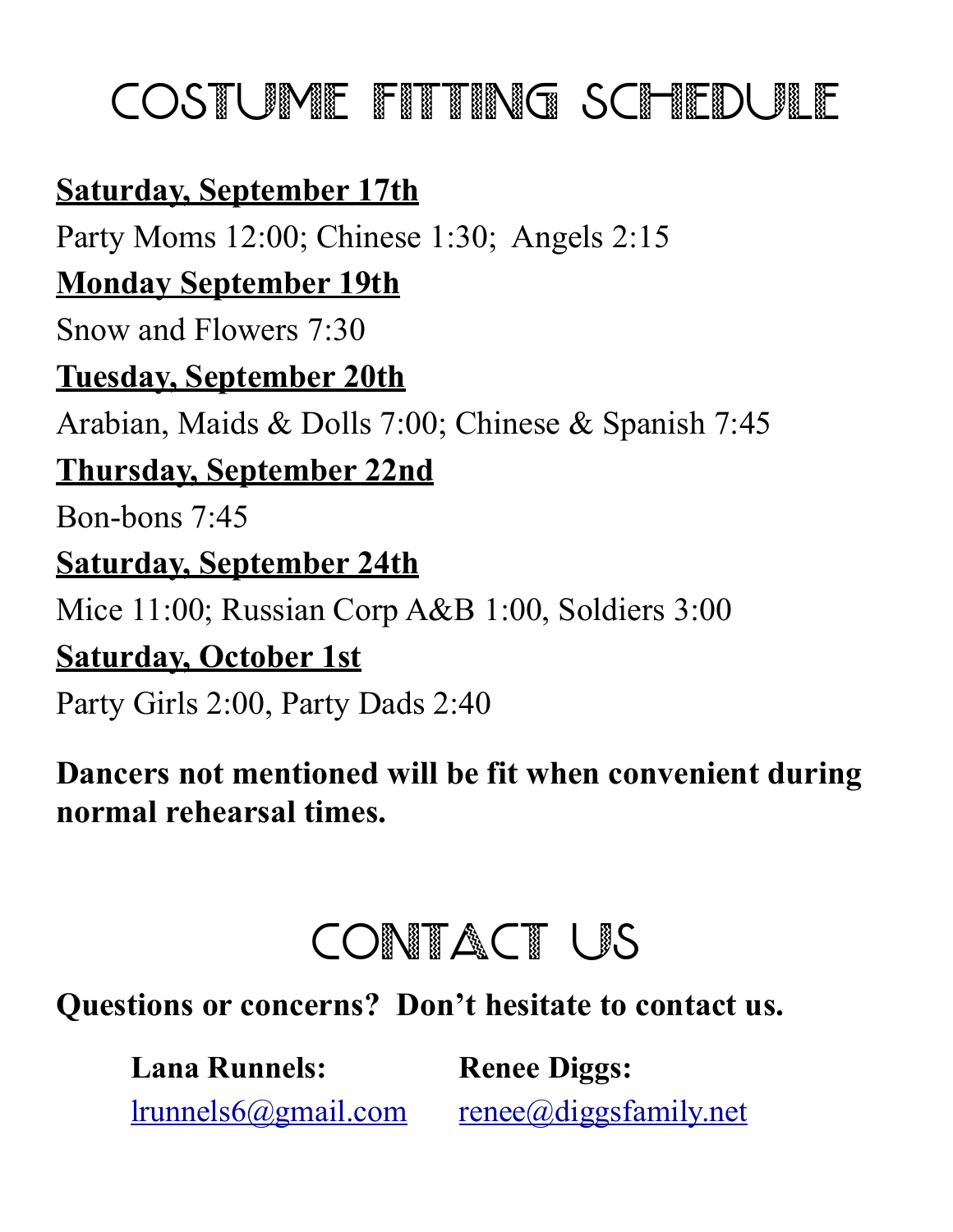# Costume Fitting Schedule

**Saturday, September 17th**

Party Moms 12:00; Chinese 1:30; Angels 2:15

**Monday September 19th**

Snow and Flowers 7:30

**Tuesday, September 20th**

Arabian, Maids & Dolls 7:00; Chinese & Spanish 7:45

**Thursday, September 22nd**

Bon-bons 7:45

**Saturday, September 24th**

Mice 11:00; Russian Corp A&B 1:00, Soldiers 3:00

**Saturday, October 1st**

Party Girls 2:00, Party Dads 2:40

**Dancers not mentioned will be fit when convenient during normal rehearsal times.**

# Contact Us

**Questions or concerns? Don't hesitate to contact us.**

**Lana Runnels:**
lrunnels6@gmail.com

**Renee Diggs:**
renee@diggsfamily.net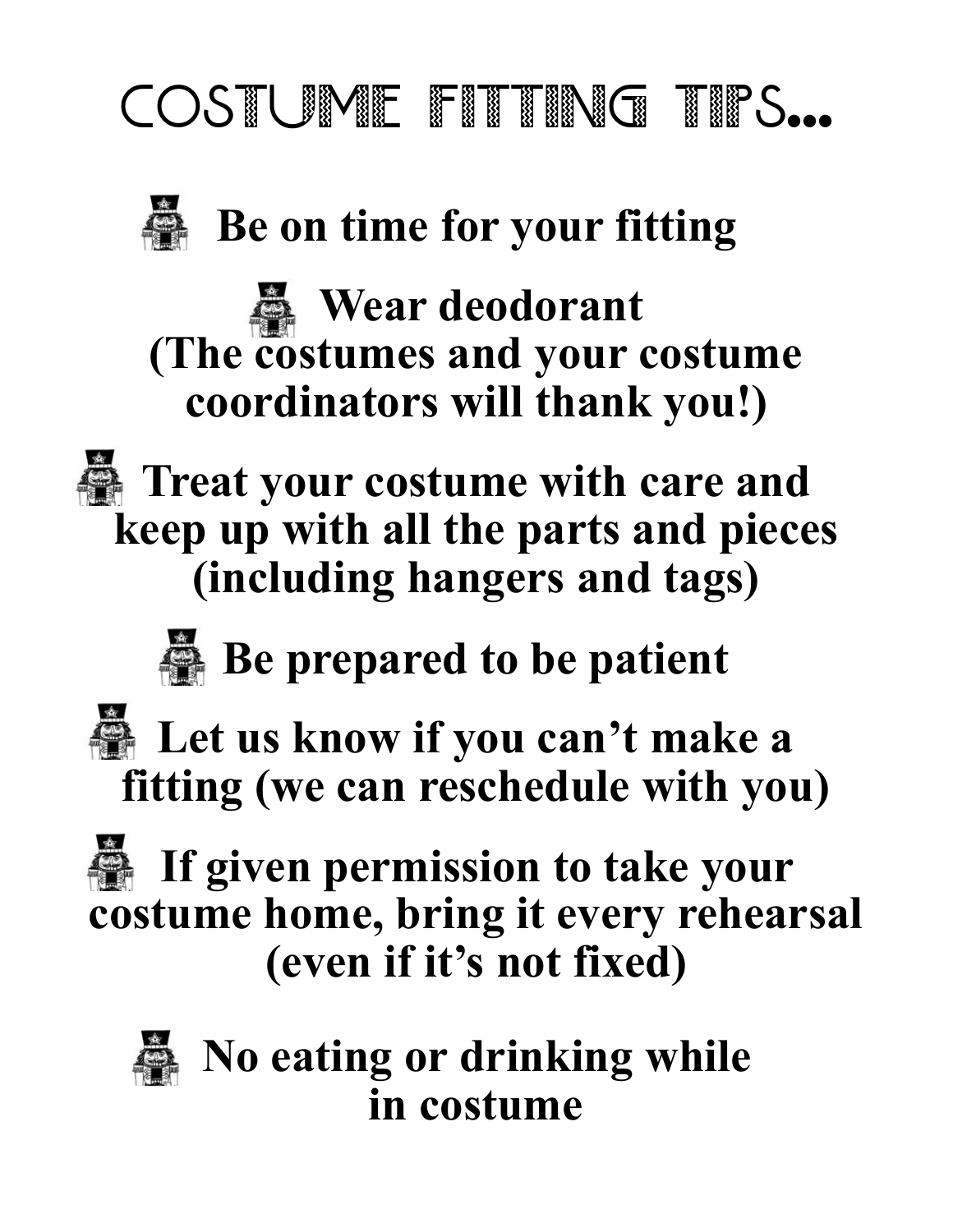# COSTUME FITTING TIPS...

- **Be on time for your fitting**
- **Wear deodorant (The costumes and your costume coordinators will thank you!)**
- **Treat your costume with care and keep up with all the parts and pieces (including hangers and tags)**
- **Be prepared to be patient**
- **Let us know if you can't make a fitting (we can reschedule with you)**
- **If given permission to take your costume home, bring it every rehearsal (even if it's not fixed)**
- **No eating or drinking while in costume**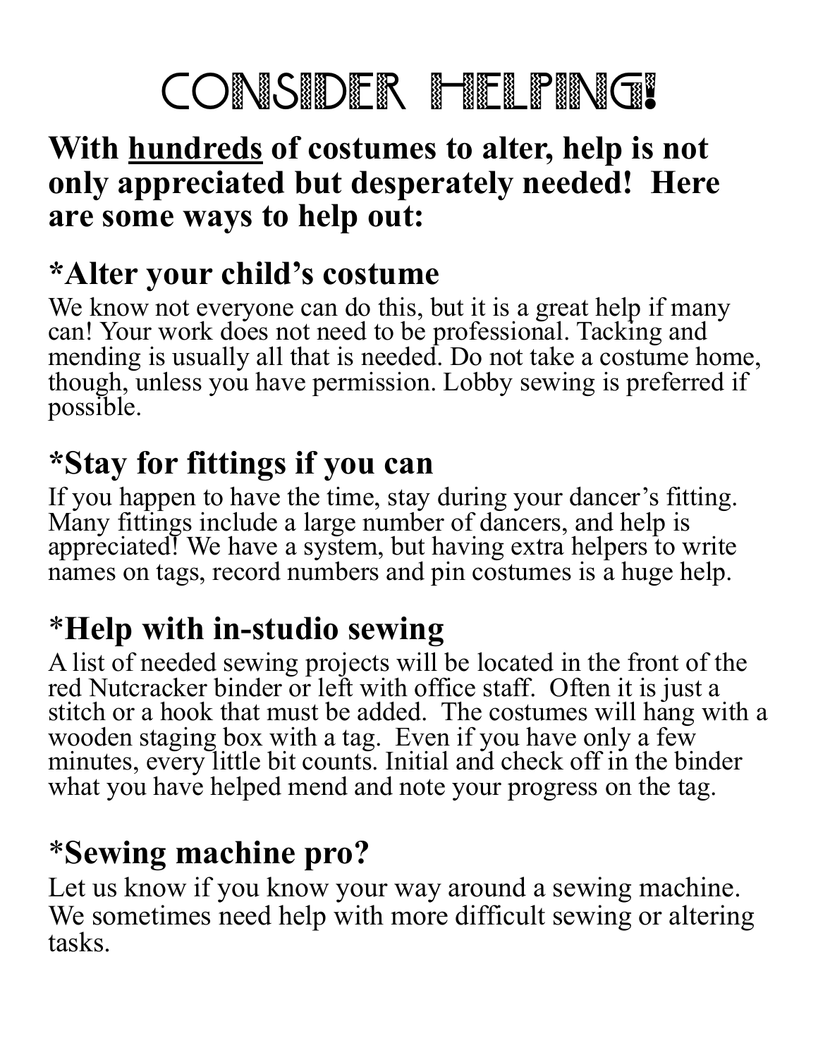# Consider Helping!

**With <u>hundreds</u> of costumes to alter, help is not only appreciated but desperately needed! Here are some ways to help out:**

## *Alter your child's costume

We know not everyone can do this, but it is a great help if many can! Your work does not need to be professional. Tacking and mending is usually all that is needed. Do not take a costume home, though, unless you have permission. Lobby sewing is preferred if possible.

## *Stay for fittings if you can

If you happen to have the time, stay during your dancer's fitting. Many fittings include a large number of dancers, and help is appreciated! We have a system, but having extra helpers to write names on tags, record numbers and pin costumes is a huge help.

## *Help with in-studio sewing

A list of needed sewing projects will be located in the front of the red Nutcracker binder or left with office staff. Often it is just a stitch or a hook that must be added. The costumes will hang with a wooden staging box with a tag. Even if you have only a few minutes, every little bit counts. Initial and check off in the binder what you have helped mend and note your progress on the tag.

## *Sewing machine pro?

Let us know if you know your way around a sewing machine. We sometimes need help with more difficult sewing or altering tasks.